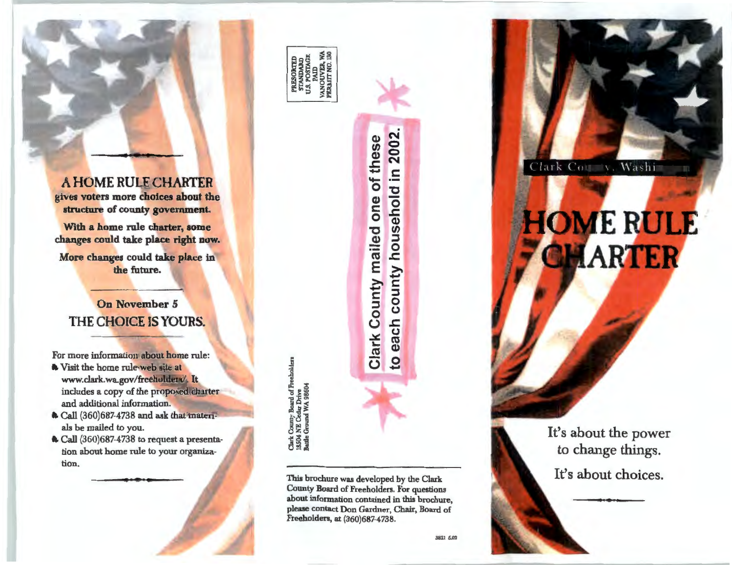## A HOME RULE CHARTER

**gives voters more choices about the structure of county government.**

**With a home rule charter, some changes could take place right now.**

**More changes could take place in the future.**

## On November 5
## THE CHOICE IS YOURS.

For more information about home rule:

- Visit the home rule web site at www.clark.wa.gov/freeholders/. It includes a copy of the proposed charter and additional information.
- Call (360)687-4738 and ask that materials be mailed to you.
- Call (360)687-4738 to request a presentation about home rule to your organization.

PRESORTED
STANDARD
U.S. POSTAGE
PAID
VANCOUVER, WA
PERMIT NO. 130

Clark County Board of Freeholders
18504 NE Cedar Drive
Battle Ground WA 98604

**Clark County mailed one of these to each county household in 2002.**

This brochure was developed by the Clark County Board of Freeholders. For questions about information contained in this brochure, please contact Don Gardner, Chair, Board of Freeholders, at (360)687-4738.

3821 6.02

Clark County, Washington

# HOME RULE CHARTER

It's about the power to change things.

It's about choices.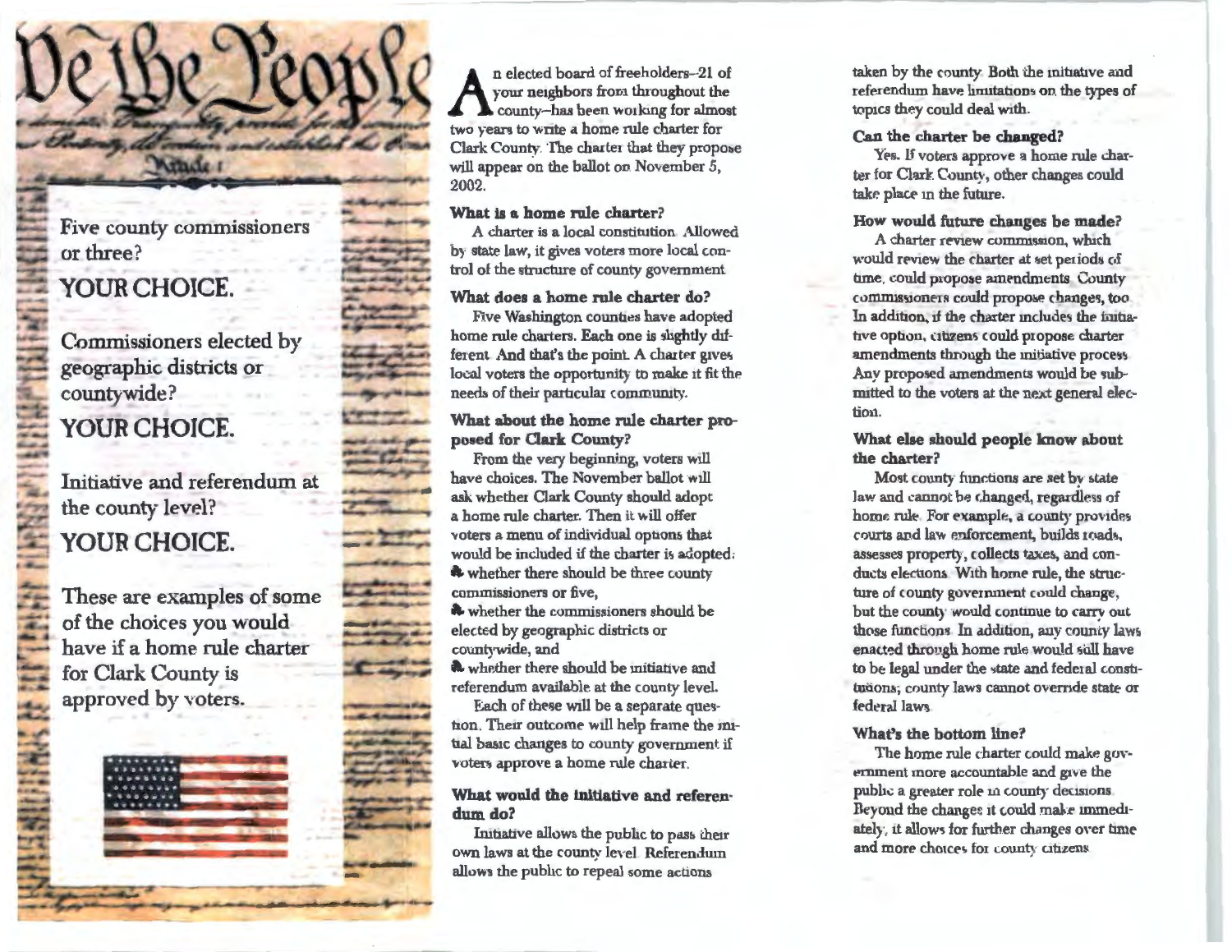# We the People

Five county commissioners or three?

**YOUR CHOICE.**

Commissioners elected by geographic districts or countywide?

**YOUR CHOICE.**

Initiative and referendum at the county level?

**YOUR CHOICE.**

These are examples of some of the choices you would have if a home rule charter for Clark County is approved by voters.

An elected board of freeholders–21 of your neighbors from throughout the county–has been working for almost two years to write a home rule charter for Clark County. The charter that they propose will appear on the ballot on November 5, 2002.

**What is a home rule charter?**

A charter is a local constitution. Allowed by state law, it gives voters more local control of the structure of county government.

**What does a home rule charter do?**

Five Washington counties have adopted home rule charters. Each one is slightly different. And that's the point. A charter gives local voters the opportunity to make it fit the needs of their particular community.

**What about the home rule charter proposed for Clark County?**

From the very beginning, voters will have choices. The November ballot will ask whether Clark County should adopt a home rule charter. Then it will offer voters a menu of individual options that would be included if the charter is adopted:

- whether there should be three county commissioners or five,
- whether the commissioners should be elected by geographic districts or countywide, and
- whether there should be initiative and referendum available at the county level.

Each of these will be a separate question. Their outcome will help frame the initial basic changes to county government if voters approve a home rule charter.

**What would the initiative and referendum do?**

Initiative allows the public to pass their own laws at the county level. Referendum allows the public to repeal some actions taken by the county. Both the initiative and referendum have limitations on the types of topics they could deal with.

**Can the charter be changed?**

Yes. If voters approve a home rule charter for Clark County, other changes could take place in the future.

**How would future changes be made?**

A charter review commission, which would review the charter at set periods of time, could propose amendments. County commissioners could propose changes, too. In addition, if the charter includes the initiative option, citizens could propose charter amendments through the initiative process. Any proposed amendments would be submitted to the voters at the next general election.

**What else should people know about the charter?**

Most county functions are set by state law and cannot be changed, regardless of home rule. For example, a county provides courts and law enforcement, builds roads, assesses property, collects taxes, and conducts elections. With home rule, the structure of county government could change, but the county would continue to carry out those functions. In addition, any county laws enacted through home rule would still have to be legal under the state and federal constitutions; county laws cannot override state or federal laws.

**What's the bottom line?**

The home rule charter could make government more accountable and give the public a greater role in county decisions. Beyond the changes it could make immediately, it allows for further changes over time and more choices for county citizens.